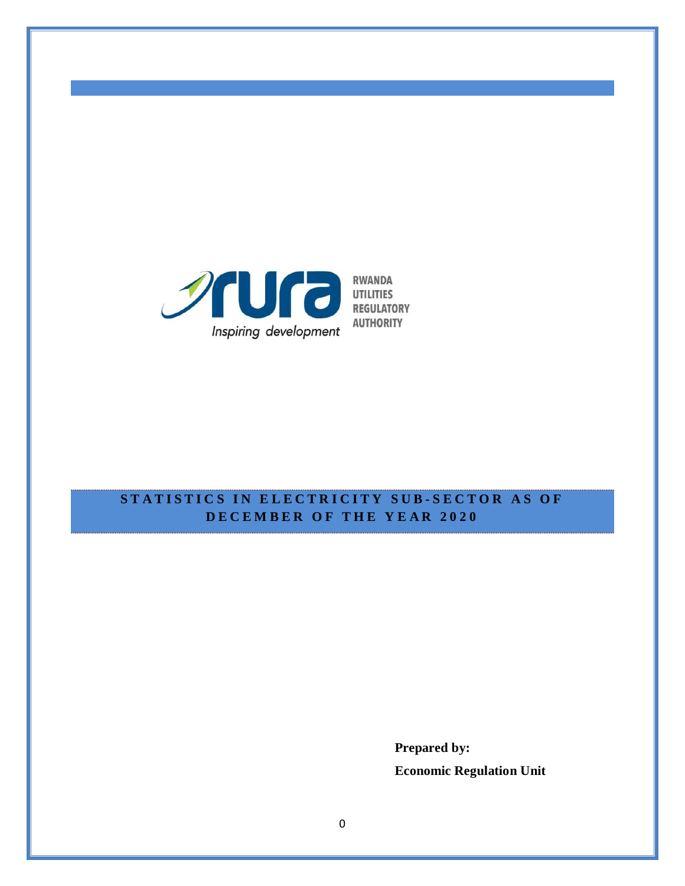RWANDA UTILITIES REGULATORY AUTHORITY

*Inspiring development*

# STATISTICS IN ELECTRICITY SUB-SECTOR AS OF DECEMBER OF THE YEAR 2020

**Prepared by:**

**Economic Regulation Unit**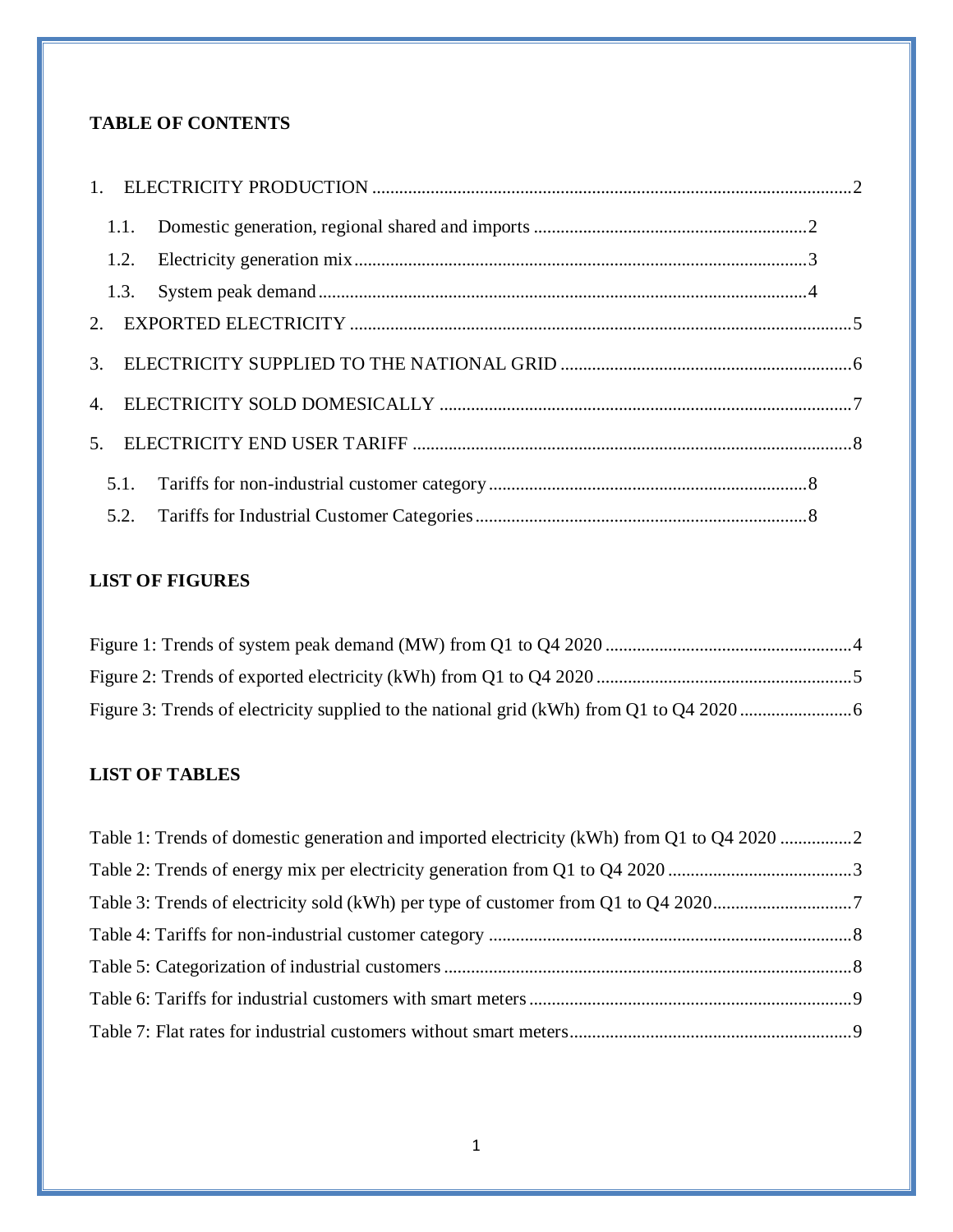**TABLE OF CONTENTS**

1. ELECTRICITY PRODUCTION ........................................................................................................ 2
   - 1.1. Domestic generation, regional shared and imports ............................................................ 2
   - 1.2. Electricity generation mix ..................................................................................................... 3
   - 1.3. System peak demand ............................................................................................................. 4
2. EXPORTED ELECTRICITY ............................................................................................................. 5
3. ELECTRICITY SUPPLIED TO THE NATIONAL GRID ................................................................ 6
4. ELECTRICITY SOLD DOMESICALLY ........................................................................................... 7
5. ELECTRICITY END USER TARIFF ................................................................................................ 8
   - 5.1. Tariffs for non-industrial customer category ...................................................................... 8
   - 5.2. Tariffs for Industrial Customer Categories ......................................................................... 8

**LIST OF FIGURES**

Figure 1: Trends of system peak demand (MW) from Q1 to Q4 2020 ...................................................... 4
Figure 2: Trends of exported electricity (kWh) from Q1 to Q4 2020 ........................................................ 5
Figure 3: Trends of electricity supplied to the national grid (kWh) from Q1 to Q4 2020 ......................... 6

**LIST OF TABLES**

Table 1: Trends of domestic generation and imported electricity (kWh) from Q1 to Q4 2020 ................ 2
Table 2: Trends of energy mix per electricity generation from Q1 to Q4 2020 ......................................... 3
Table 3: Trends of electricity sold (kWh) per type of customer from Q1 to Q4 2020 ............................... 7
Table 4: Tariffs for non-industrial customer category ................................................................................ 8
Table 5: Categorization of industrial customers ......................................................................................... 8
Table 6: Tariffs for industrial customers with smart meters ....................................................................... 9
Table 7: Flat rates for industrial customers without smart meters .............................................................. 9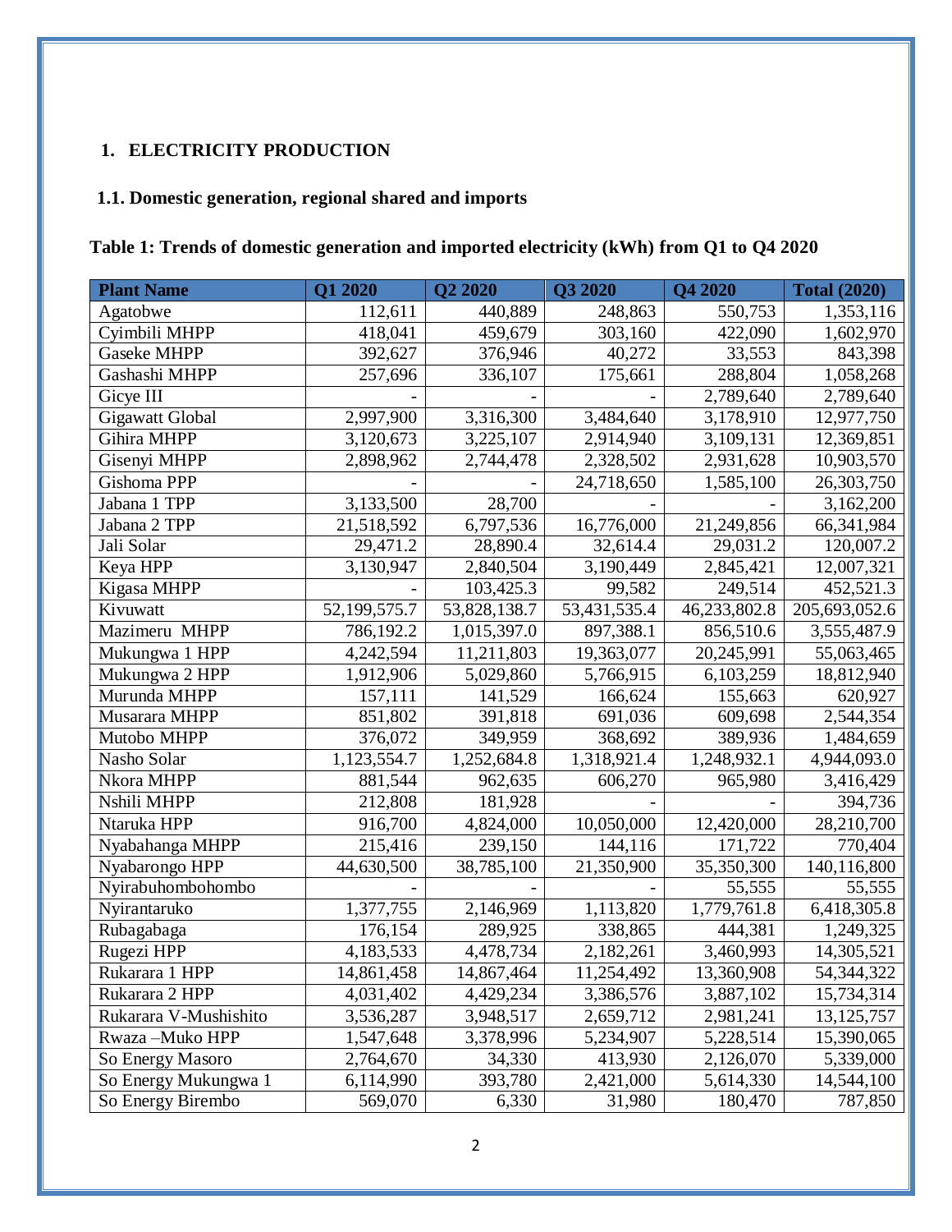# 1. ELECTRICITY PRODUCTION

## 1.1. Domestic generation, regional shared and imports

**Table 1: Trends of domestic generation and imported electricity (kWh) from Q1 to Q4 2020**

| Plant Name | Q1 2020 | Q2 2020 | Q3 2020 | Q4 2020 | Total (2020) |
|---|---|---|---|---|---|
| Agatobwe | 112,611 | 440,889 | 248,863 | 550,753 | 1,353,116 |
| Cyimbili MHPP | 418,041 | 459,679 | 303,160 | 422,090 | 1,602,970 |
| Gaseke MHPP | 392,627 | 376,946 | 40,272 | 33,553 | 843,398 |
| Gashashi MHPP | 257,696 | 336,107 | 175,661 | 288,804 | 1,058,268 |
| Gicye III | - | - | - | 2,789,640 | 2,789,640 |
| Gigawatt Global | 2,997,900 | 3,316,300 | 3,484,640 | 3,178,910 | 12,977,750 |
| Gihira MHPP | 3,120,673 | 3,225,107 | 2,914,940 | 3,109,131 | 12,369,851 |
| Gisenyi MHPP | 2,898,962 | 2,744,478 | 2,328,502 | 2,931,628 | 10,903,570 |
| Gishoma PPP | - | - | 24,718,650 | 1,585,100 | 26,303,750 |
| Jabana 1 TPP | 3,133,500 | 28,700 | - | - | 3,162,200 |
| Jabana 2 TPP | 21,518,592 | 6,797,536 | 16,776,000 | 21,249,856 | 66,341,984 |
| Jali Solar | 29,471.2 | 28,890.4 | 32,614.4 | 29,031.2 | 120,007.2 |
| Keya HPP | 3,130,947 | 2,840,504 | 3,190,449 | 2,845,421 | 12,007,321 |
| Kigasa MHPP | - | 103,425.3 | 99,582 | 249,514 | 452,521.3 |
| Kivuwatt | 52,199,575.7 | 53,828,138.7 | 53,431,535.4 | 46,233,802.8 | 205,693,052.6 |
| Mazimeru MHPP | 786,192.2 | 1,015,397.0 | 897,388.1 | 856,510.6 | 3,555,487.9 |
| Mukungwa 1 HPP | 4,242,594 | 11,211,803 | 19,363,077 | 20,245,991 | 55,063,465 |
| Mukungwa 2 HPP | 1,912,906 | 5,029,860 | 5,766,915 | 6,103,259 | 18,812,940 |
| Murunda MHPP | 157,111 | 141,529 | 166,624 | 155,663 | 620,927 |
| Musarara MHPP | 851,802 | 391,818 | 691,036 | 609,698 | 2,544,354 |
| Mutobo MHPP | 376,072 | 349,959 | 368,692 | 389,936 | 1,484,659 |
| Nasho Solar | 1,123,554.7 | 1,252,684.8 | 1,318,921.4 | 1,248,932.1 | 4,944,093.0 |
| Nkora MHPP | 881,544 | 962,635 | 606,270 | 965,980 | 3,416,429 |
| Nshili MHPP | 212,808 | 181,928 | - | - | 394,736 |
| Ntaruka HPP | 916,700 | 4,824,000 | 10,050,000 | 12,420,000 | 28,210,700 |
| Nyabahanga MHPP | 215,416 | 239,150 | 144,116 | 171,722 | 770,404 |
| Nyabarongo HPP | 44,630,500 | 38,785,100 | 21,350,900 | 35,350,300 | 140,116,800 |
| Nyirabuhombohombo | - | - | - | 55,555 | 55,555 |
| Nyirantaruko | 1,377,755 | 2,146,969 | 1,113,820 | 1,779,761.8 | 6,418,305.8 |
| Rubagabaga | 176,154 | 289,925 | 338,865 | 444,381 | 1,249,325 |
| Rugezi HPP | 4,183,533 | 4,478,734 | 2,182,261 | 3,460,993 | 14,305,521 |
| Rukarara 1 HPP | 14,861,458 | 14,867,464 | 11,254,492 | 13,360,908 | 54,344,322 |
| Rukarara 2 HPP | 4,031,402 | 4,429,234 | 3,386,576 | 3,887,102 | 15,734,314 |
| Rukarara V-Mushishito | 3,536,287 | 3,948,517 | 2,659,712 | 2,981,241 | 13,125,757 |
| Rwaza –Muko HPP | 1,547,648 | 3,378,996 | 5,234,907 | 5,228,514 | 15,390,065 |
| So Energy Masoro | 2,764,670 | 34,330 | 413,930 | 2,126,070 | 5,339,000 |
| So Energy Mukungwa 1 | 6,114,990 | 393,780 | 2,421,000 | 5,614,330 | 14,544,100 |
| So Energy Birembo | 569,070 | 6,330 | 31,980 | 180,470 | 787,850 |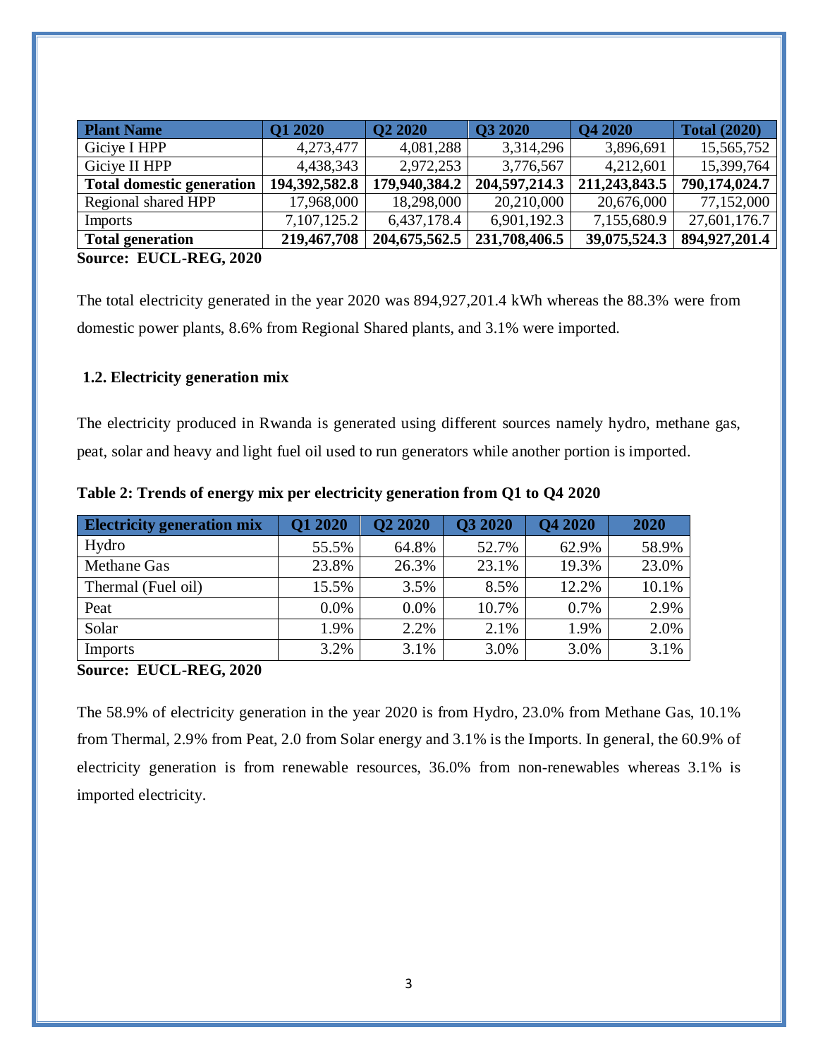| Plant Name | Q1 2020 | Q2 2020 | Q3 2020 | Q4 2020 | Total (2020) |
|---|---|---|---|---|---|
| Giciye I HPP | 4,273,477 | 4,081,288 | 3,314,296 | 3,896,691 | 15,565,752 |
| Giciye II HPP | 4,438,343 | 2,972,253 | 3,776,567 | 4,212,601 | 15,399,764 |
| **Total domestic generation** | **194,392,582.8** | **179,940,384.2** | **204,597,214.3** | **211,243,843.5** | **790,174,024.7** |
| Regional shared HPP | 17,968,000 | 18,298,000 | 20,210,000 | 20,676,000 | 77,152,000 |
| Imports | 7,107,125.2 | 6,437,178.4 | 6,901,192.3 | 7,155,680.9 | 27,601,176.7 |
| **Total generation** | **219,467,708** | **204,675,562.5** | **231,708,406.5** | **39,075,524.3** | **894,927,201.4** |

**Source: EUCL-REG, 2020**

The total electricity generated in the year 2020 was 894,927,201.4 kWh whereas the 88.3% were from domestic power plants, 8.6% from Regional Shared plants, and 3.1% were imported.

### 1.2. Electricity generation mix

The electricity produced in Rwanda is generated using different sources namely hydro, methane gas, peat, solar and heavy and light fuel oil used to run generators while another portion is imported.

**Table 2: Trends of energy mix per electricity generation from Q1 to Q4 2020**

| Electricity generation mix | Q1 2020 | Q2 2020 | Q3 2020 | Q4 2020 | 2020 |
|---|---|---|---|---|---|
| Hydro | 55.5% | 64.8% | 52.7% | 62.9% | 58.9% |
| Methane Gas | 23.8% | 26.3% | 23.1% | 19.3% | 23.0% |
| Thermal (Fuel oil) | 15.5% | 3.5% | 8.5% | 12.2% | 10.1% |
| Peat | 0.0% | 0.0% | 10.7% | 0.7% | 2.9% |
| Solar | 1.9% | 2.2% | 2.1% | 1.9% | 2.0% |
| Imports | 3.2% | 3.1% | 3.0% | 3.0% | 3.1% |

**Source: EUCL-REG, 2020**

The 58.9% of electricity generation in the year 2020 is from Hydro, 23.0% from Methane Gas, 10.1% from Thermal, 2.9% from Peat, 2.0 from Solar energy and 3.1% is the Imports. In general, the 60.9% of electricity generation is from renewable resources, 36.0% from non-renewables whereas 3.1% is imported electricity.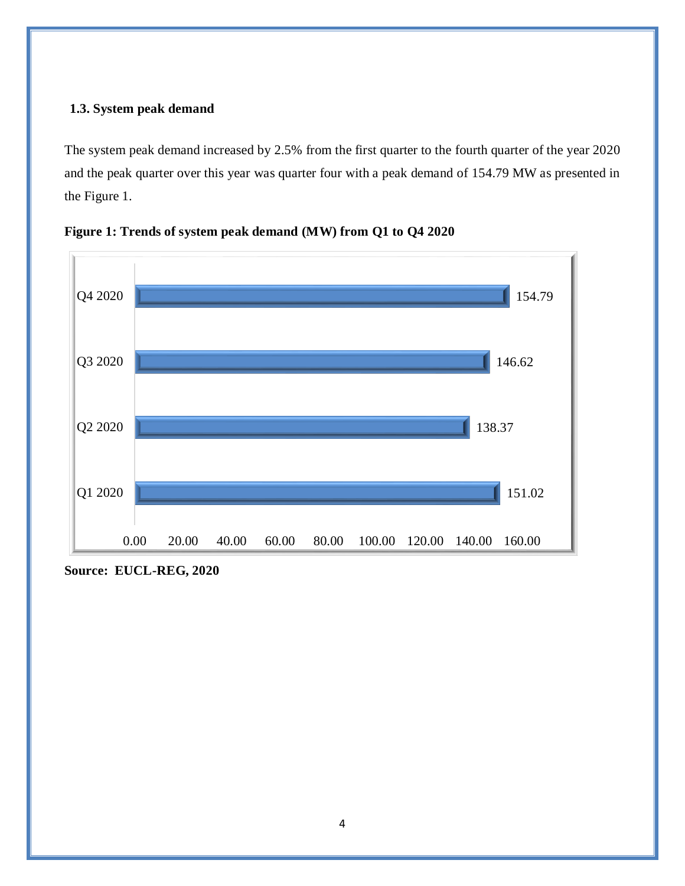### 1.3. System peak demand

The system peak demand increased by 2.5% from the first quarter to the fourth quarter of the year 2020 and the peak quarter over this year was quarter four with a peak demand of 154.79 MW as presented in the Figure 1.

**Figure 1: Trends of system peak demand (MW) from Q1 to Q4 2020**

| Quarter | Peak demand (MW) |
|---|---|
| Q4 2020 | 154.79 |
| Q3 2020 | 146.62 |
| Q2 2020 | 138.37 |
| Q1 2020 | 151.02 |

**Source: EUCL-REG, 2020**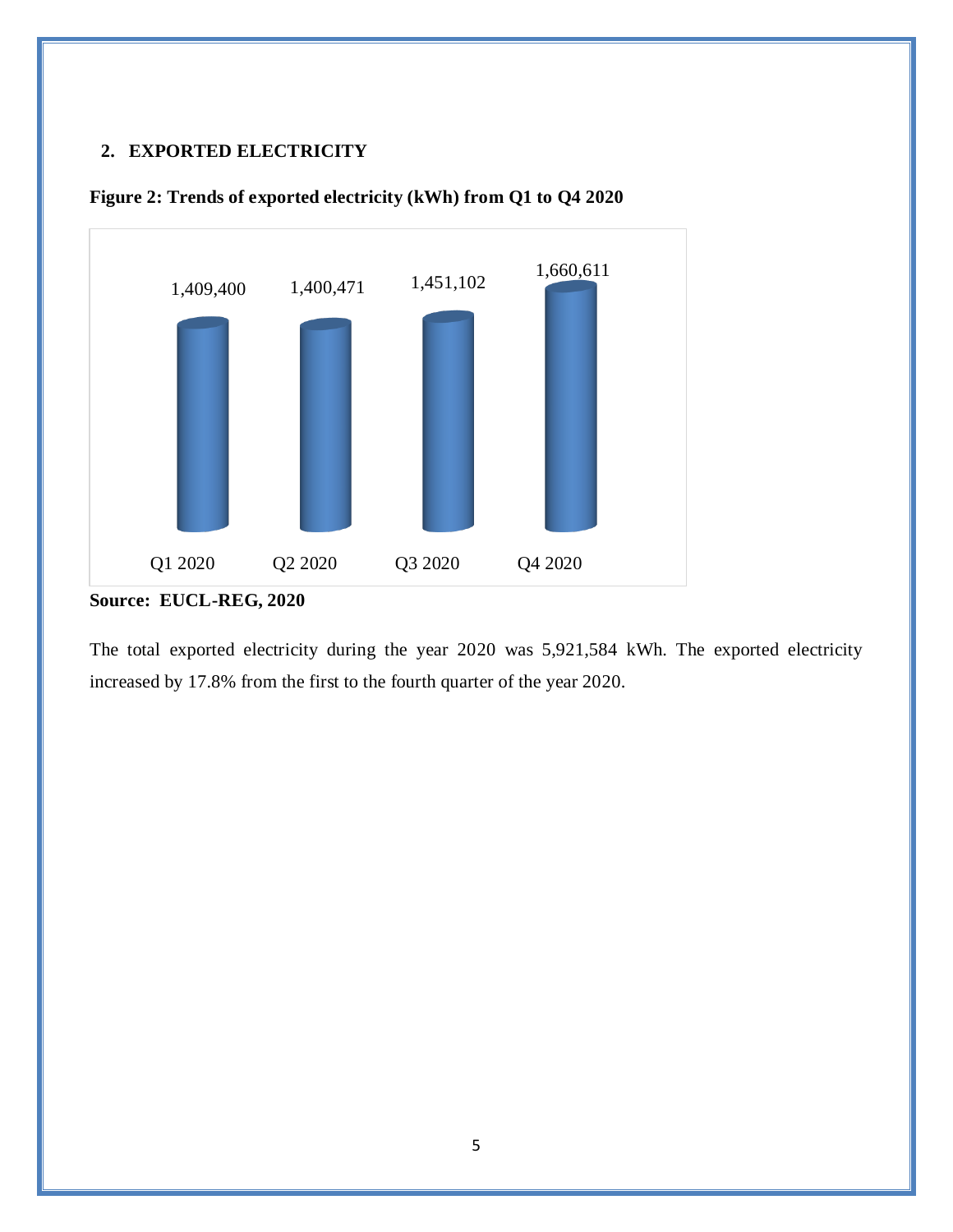## 2. EXPORTED ELECTRICITY

**Figure 2: Trends of exported electricity (kWh) from Q1 to Q4 2020**

| Q1 2020 | Q2 2020 | Q3 2020 | Q4 2020 |
|---|---|---|---|
| 1,409,400 | 1,400,471 | 1,451,102 | 1,660,611 |

**Source: EUCL-REG, 2020**

The total exported electricity during the year 2020 was 5,921,584 kWh. The exported electricity increased by 17.8% from the first to the fourth quarter of the year 2020.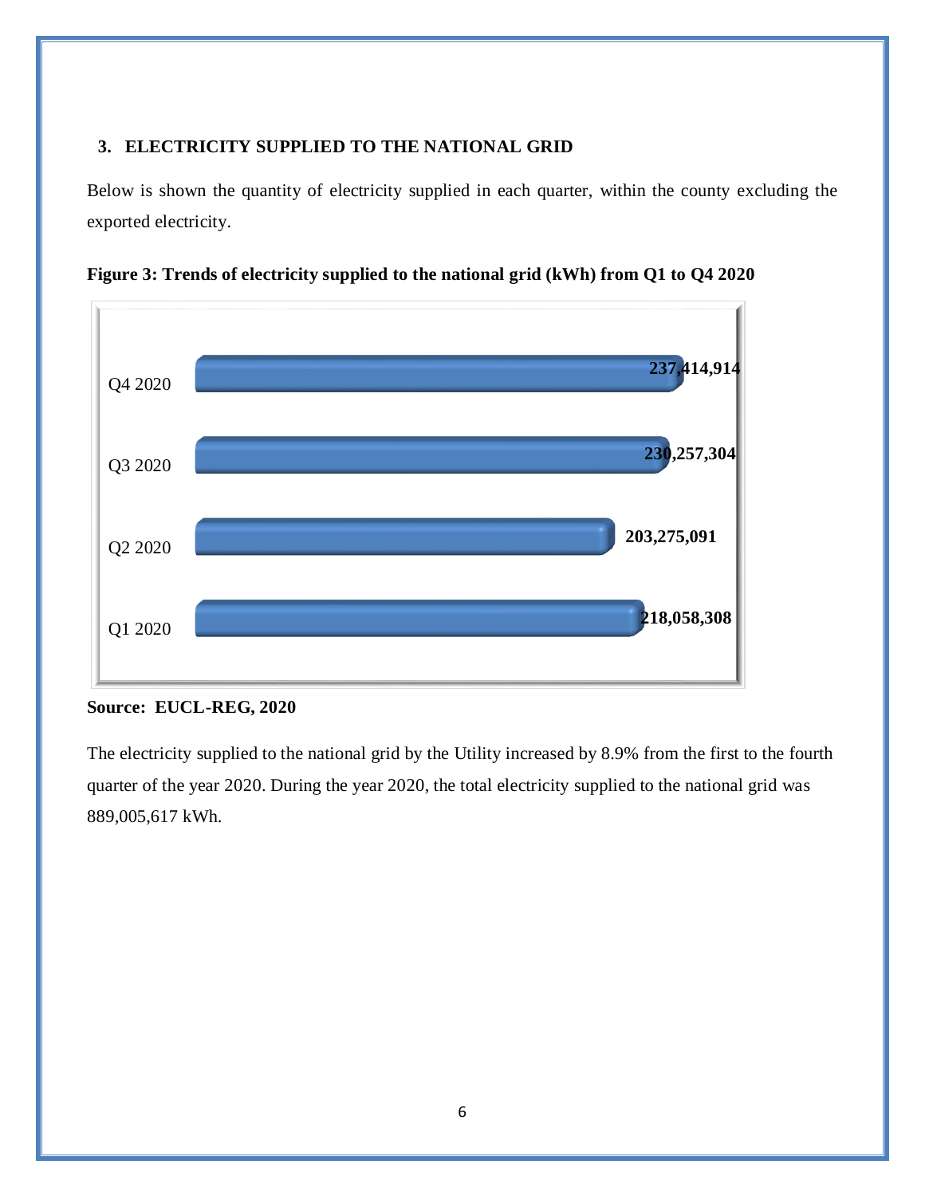## 3. ELECTRICITY SUPPLIED TO THE NATIONAL GRID

Below is shown the quantity of electricity supplied in each quarter, within the county excluding the exported electricity.

**Figure 3: Trends of electricity supplied to the national grid (kWh) from Q1 to Q4 2020**

| Quarter | Electricity supplied (kWh) |
|---|---|
| Q4 2020 | 237,414,914 |
| Q3 2020 | 230,257,304 |
| Q2 2020 | 203,275,091 |
| Q1 2020 | 218,058,308 |

**Source: EUCL-REG, 2020**

The electricity supplied to the national grid by the Utility increased by 8.9% from the first to the fourth quarter of the year 2020. During the year 2020, the total electricity supplied to the national grid was 889,005,617 kWh.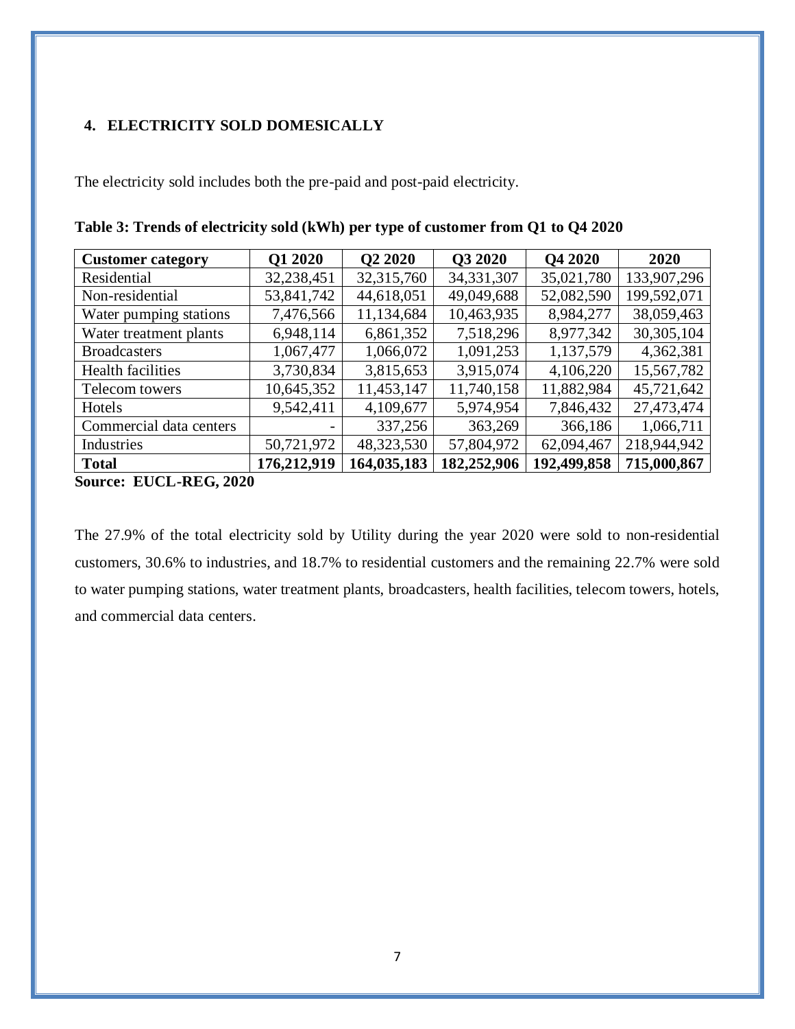## 4. ELECTRICITY SOLD DOMESICALLY

The electricity sold includes both the pre-paid and post-paid electricity.

**Table 3: Trends of electricity sold (kWh) per type of customer from Q1 to Q4 2020**

| Customer category | Q1 2020 | Q2 2020 | Q3 2020 | Q4 2020 | 2020 |
|---|---|---|---|---|---|
| Residential | 32,238,451 | 32,315,760 | 34,331,307 | 35,021,780 | 133,907,296 |
| Non-residential | 53,841,742 | 44,618,051 | 49,049,688 | 52,082,590 | 199,592,071 |
| Water pumping stations | 7,476,566 | 11,134,684 | 10,463,935 | 8,984,277 | 38,059,463 |
| Water treatment plants | 6,948,114 | 6,861,352 | 7,518,296 | 8,977,342 | 30,305,104 |
| Broadcasters | 1,067,477 | 1,066,072 | 1,091,253 | 1,137,579 | 4,362,381 |
| Health facilities | 3,730,834 | 3,815,653 | 3,915,074 | 4,106,220 | 15,567,782 |
| Telecom towers | 10,645,352 | 11,453,147 | 11,740,158 | 11,882,984 | 45,721,642 |
| Hotels | 9,542,411 | 4,109,677 | 5,974,954 | 7,846,432 | 27,473,474 |
| Commercial data centers | - | 337,256 | 363,269 | 366,186 | 1,066,711 |
| Industries | 50,721,972 | 48,323,530 | 57,804,972 | 62,094,467 | 218,944,942 |
| **Total** | **176,212,919** | **164,035,183** | **182,252,906** | **192,499,858** | **715,000,867** |

**Source: EUCL-REG, 2020**

The 27.9% of the total electricity sold by Utility during the year 2020 were sold to non-residential customers, 30.6% to industries, and 18.7% to residential customers and the remaining 22.7% were sold to water pumping stations, water treatment plants, broadcasters, health facilities, telecom towers, hotels, and commercial data centers.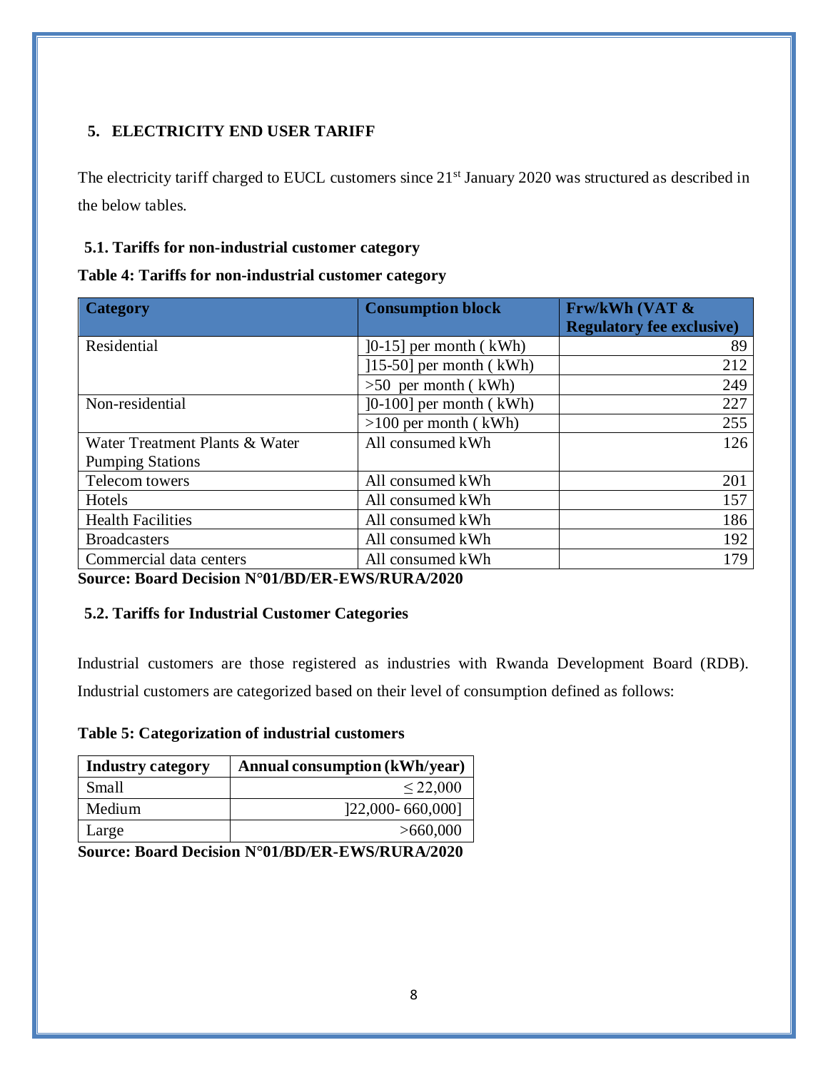## 5. ELECTRICITY END USER TARIFF

The electricity tariff charged to EUCL customers since 21st January 2020 was structured as described in the below tables.

### 5.1. Tariffs for non-industrial customer category

**Table 4: Tariffs for non-industrial customer category**

| Category | Consumption block | Frw/kWh (VAT & Regulatory fee exclusive) |
|---|---|---|
| Residential | ]0-15] per month ( kWh) | 89 |
| | ]15-50] per month ( kWh) | 212 |
| | >50 per month ( kWh) | 249 |
| Non-residential | ]0-100] per month ( kWh) | 227 |
| | >100 per month ( kWh) | 255 |
| Water Treatment Plants & Water Pumping Stations | All consumed kWh | 126 |
| Telecom towers | All consumed kWh | 201 |
| Hotels | All consumed kWh | 157 |
| Health Facilities | All consumed kWh | 186 |
| Broadcasters | All consumed kWh | 192 |
| Commercial data centers | All consumed kWh | 179 |

**Source: Board Decision N°01/BD/ER-EWS/RURA/2020**

### 5.2. Tariffs for Industrial Customer Categories

Industrial customers are those registered as industries with Rwanda Development Board (RDB). Industrial customers are categorized based on their level of consumption defined as follows:

**Table 5: Categorization of industrial customers**

| Industry category | Annual consumption (kWh/year) |
|---|---|
| Small | ≤ 22,000 |
| Medium | ]22,000- 660,000] |
| Large | >660,000 |

**Source: Board Decision N°01/BD/ER-EWS/RURA/2020**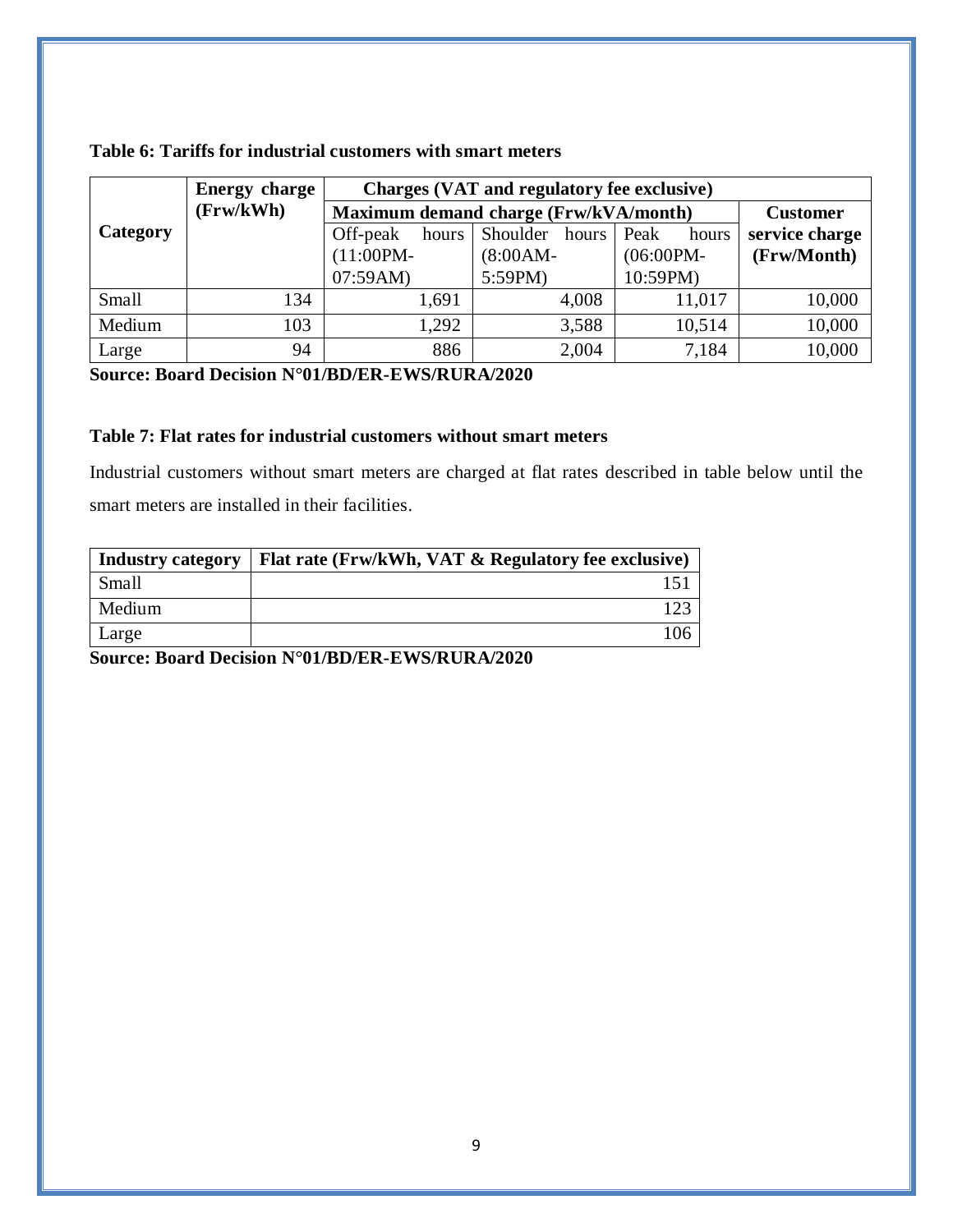**Table 6: Tariffs for industrial customers with smart meters**

| Category | Energy charge (Frw/kWh) | Charges (VAT and regulatory fee exclusive) | | | |
|---|---|---|---|---|---|
| | | Maximum demand charge (Frw/kVA/month) | | | Customer service charge (Frw/Month) |
| | | Off-peak hours (11:00PM-07:59AM) | Shoulder hours (8:00AM-5:59PM) | Peak hours (06:00PM-10:59PM) | |
| Small | 134 | 1,691 | 4,008 | 11,017 | 10,000 |
| Medium | 103 | 1,292 | 3,588 | 10,514 | 10,000 |
| Large | 94 | 886 | 2,004 | 7,184 | 10,000 |

**Source: Board Decision N°01/BD/ER-EWS/RURA/2020**

**Table 7: Flat rates for industrial customers without smart meters**

Industrial customers without smart meters are charged at flat rates described in table below until the smart meters are installed in their facilities.

| Industry category | Flat rate (Frw/kWh, VAT & Regulatory fee exclusive) |
|---|---|
| Small | 151 |
| Medium | 123 |
| Large | 106 |

**Source: Board Decision N°01/BD/ER-EWS/RURA/2020**